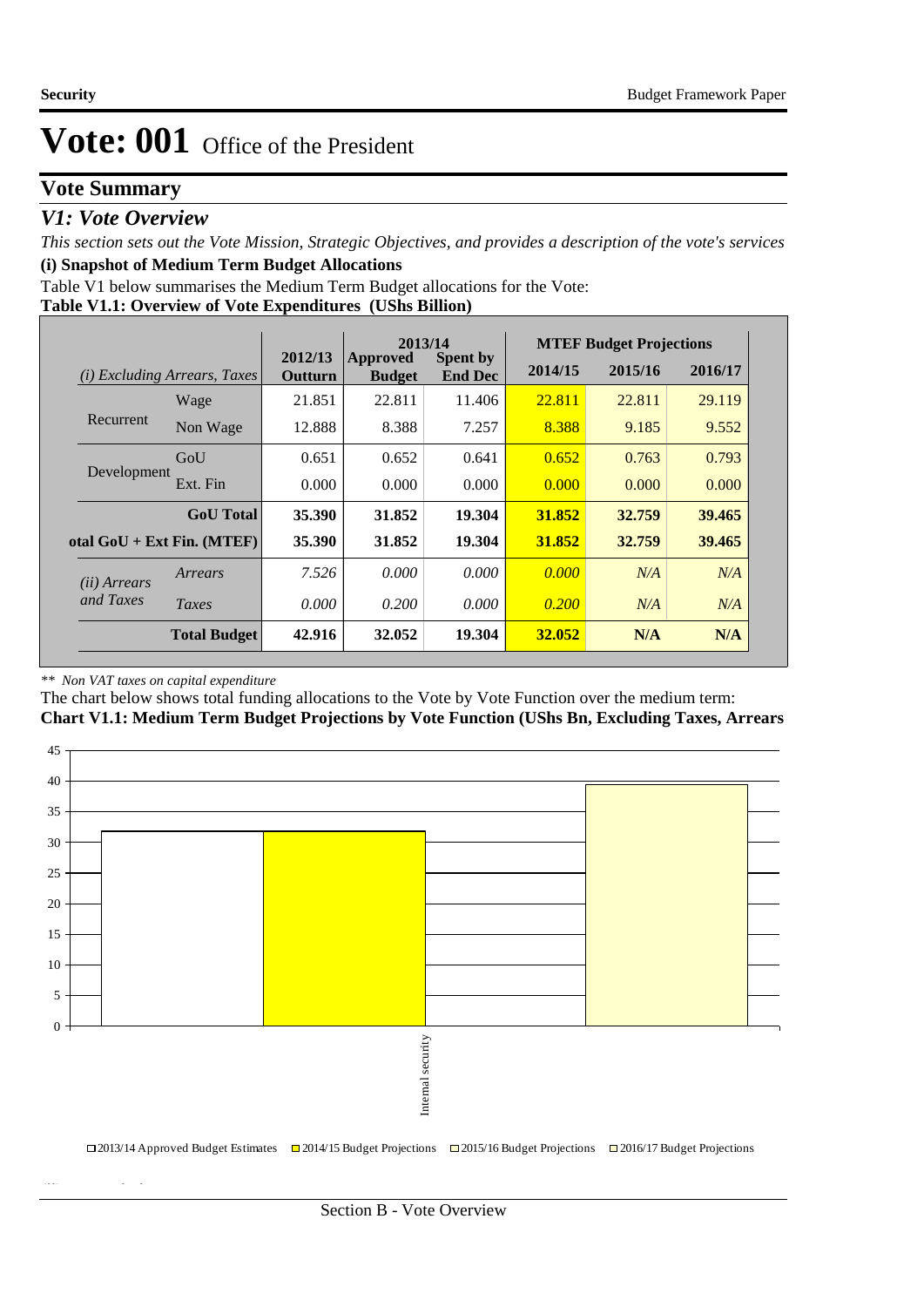# Vote: 001 Office of the President

## Vote Summary

### *V1: Vote Overview*

*This section sets out the Vote Mission, Strategic Objectives, and provides a description of the vote's services*

**(i) Snapshot of Medium Term Budget Allocations**

Table V1 below summarises the Medium Term Budget allocations for the Vote:

**Table V1.1: Overview of Vote Expenditures (UShs Billion)**

| *(i) Excluding Arrears, Taxes* | | 2012/13 Outturn | 2013/14 Approved Budget | 2013/14 Spent by End Dec | MTEF Budget Projections 2014/15 | 2015/16 | 2016/17 |
|---|---|---|---|---|---|---|---|
| Recurrent | Wage | 21.851 | 22.811 | 11.406 | 22.811 | 22.811 | 29.119 |
| | Non Wage | 12.888 | 8.388 | 7.257 | 8.388 | 9.185 | 9.552 |
| Development | GoU | 0.651 | 0.652 | 0.641 | 0.652 | 0.763 | 0.793 |
| | Ext. Fin | 0.000 | 0.000 | 0.000 | 0.000 | 0.000 | 0.000 |
| | **GoU Total** | **35.390** | **31.852** | **19.304** | **31.852** | **32.759** | **39.465** |
| **otal GoU + Ext Fin. (MTEF)** | | **35.390** | **31.852** | **19.304** | **31.852** | **32.759** | **39.465** |
| *(ii) Arrears and Taxes* | *Arrears* | *7.526* | *0.000* | *0.000* | *0.000* | *N/A* | *N/A* |
| | *Taxes* | *0.000* | *0.200* | *0.000* | *0.200* | *N/A* | *N/A* |
| | **Total Budget** | **42.916** | **32.052** | **19.304** | **32.052** | **N/A** | **N/A** |

*\*\* Non VAT taxes on capital expenditure*

The chart below shows total funding allocations to the Vote by Vote Function over the medium term:

**Chart V1.1: Medium Term Budget Projections by Vote Function (UShs Bn, Excluding Taxes, Arrears**

| Vote Function | 2013/14 Approved Budget Estimates | 2014/15 Budget Projections | 2015/16 Budget Projections | 2016/17 Budget Projections |
|---|---|---|---|---|
| Internal security | | | | |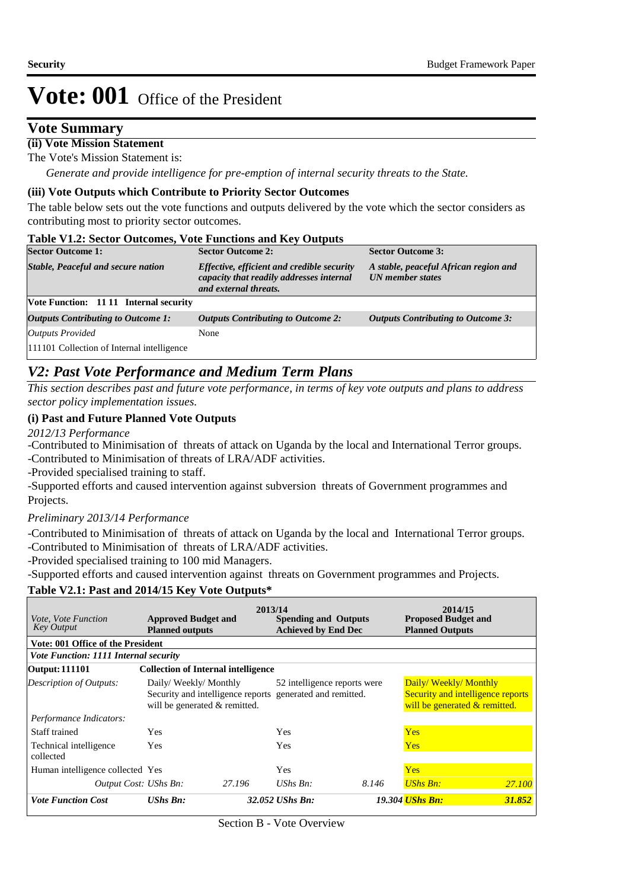# Vote: 001 Office of the President

## Vote Summary

**(ii) Vote Mission Statement**

The Vote's Mission Statement is:

*Generate and provide intelligence for pre-emption of internal security threats to the State.*

**(iii) Vote Outputs which Contribute to Priority Sector Outcomes**

The table below sets out the vote functions and outputs delivered by the vote which the sector considers as contributing most to priority sector outcomes.

**Table V1.2: Sector Outcomes, Vote Functions and Key Outputs**

| Sector Outcome 1: | Sector Outcome 2: | Sector Outcome 3: |
|---|---|---|
| *Stable, Peaceful and secure nation* | *Effective, efficient and credible security capacity that readily addresses internal and external threats.* | *A stable, peaceful African region and UN member states* |
| **Vote Function: 11 11 Internal security** | | |
| ***Outputs Contributing to Outcome 1:*** | ***Outputs Contributing to Outcome 2:*** | ***Outputs Contributing to Outcome 3:*** |
| *Outputs Provided* | None | |
| 111101 Collection of Internal intelligence | | |

## *V2: Past Vote Performance and Medium Term Plans*

*This section describes past and future vote performance, in terms of key vote outputs and plans to address sector policy implementation issues.*

**(i) Past and Future Planned Vote Outputs**

*2012/13 Performance*

-Contributed to Minimisation of threats of attack on Uganda by the local and International Terror groups.
-Contributed to Minimisation of threats of LRA/ADF activities.
-Provided specialised training to staff.
-Supported efforts and caused intervention against subversion threats of Government programmes and Projects.

*Preliminary 2013/14 Performance*

-Contributed to Minimisation of threats of attack on Uganda by the local and International Terror groups.
-Contributed to Minimisation of threats of LRA/ADF activities.
-Provided specialised training to 100 mid Managers.
-Supported efforts and caused intervention against threats on Government programmes and Projects.

**Table V2.1: Past and 2014/15 Key Vote Outputs***

| *Vote, Vote Function Key Output* | 2013/14 **Approved Budget and Planned outputs** | | **Spending and Outputs Achieved by End Dec** | | 2014/15 **Proposed Budget and Planned Outputs** | |
|---|---|---|---|---|---|---|
| **Vote: 001 Office of the President** | | | | | | |
| ***Vote Function: 1111 Internal security*** | | | | | | |
| **Output: 111101** | **Collection of Internal intelligence** | | | | | |
| *Description of Outputs:* | Daily/ Weekly/ Monthly Security and intelligence reports will be generated & remitted. | | 52 intelligence reports were generated and remitted. | | Daily/ Weekly/ Monthly Security and intelligence reports will be generated & remitted. | |
| *Performance Indicators:* | | | | | | |
| Staff trained | Yes | | Yes | | Yes | |
| Technical intelligence collected | Yes | | Yes | | Yes | |
| Human intelligence collected | Yes | | Yes | | Yes | |
| *Output Cost:* | *UShs Bn:* | *27.196* | *UShs Bn:* | *8.146* | *UShs Bn:* | *27.100* |
| ***Vote Function Cost*** | ***UShs Bn:*** | ***32.052*** | ***UShs Bn:*** | ***19.304*** | ***UShs Bn:*** | ***31.852*** |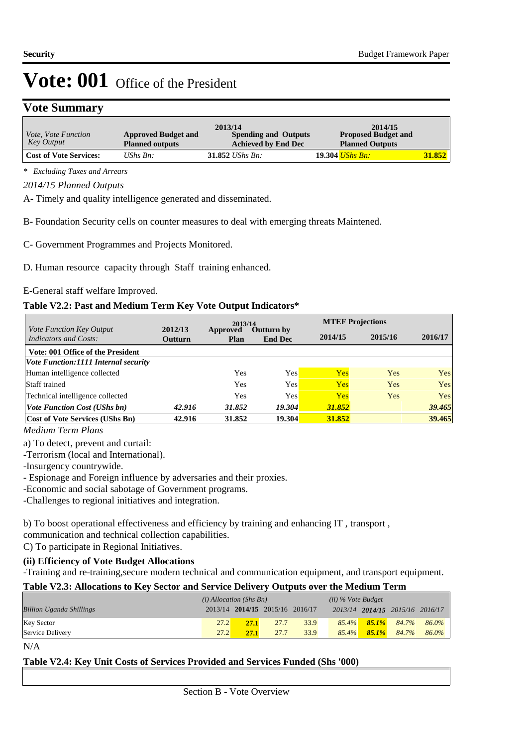# Vote: 001 Office of the President

## Vote Summary

| *Vote, Vote Function Key Output* | 2013/14 Approved Budget and Planned outputs | 2013/14 Spending and Outputs Achieved by End Dec | 2014/15 Proposed Budget and Planned Outputs |
|---|---|---|---|
| **Cost of Vote Services:** | *UShs Bn:* **31.852** | *UShs Bn:* **19.304** | *UShs Bn:* **31.852** |

\* *Excluding Taxes and Arrears*

*2014/15 Planned Outputs*

A- Timely and quality intelligence generated and disseminated.

B- Foundation Security cells on counter measures to deal with emerging threats Maintened.

C- Government Programmes and Projects Monitored.

D. Human resource capacity through Staff training enhanced.

E-General staff welfare Improved.

### Table V2.2: Past and Medium Term Key Vote Output Indicators*

| *Vote Function Key Output Indicators and Costs:* | 2012/13 Outturn | 2013/14 Approved Plan | 2013/14 Outturn by End Dec | MTEF Projections 2014/15 | MTEF Projections 2015/16 | MTEF Projections 2016/17 |
|---|---|---|---|---|---|---|
| **Vote: 001 Office of the President** | | | | | | |
| ***Vote Function:1111 Internal security*** | | | | | | |
| Human intelligence collected | | Yes | Yes | Yes | Yes | Yes |
| Staff trained | | Yes | Yes | Yes | Yes | Yes |
| Technical intelligence collected | | Yes | Yes | Yes | Yes | Yes |
| ***Vote Function Cost (UShs bn)*** | ***42.916*** | ***31.852*** | ***19.304*** | ***31.852*** | | ***39.465*** |
| **Cost of Vote Services (UShs Bn)** | **42.916** | **31.852** | **19.304** | **31.852** | | **39.465** |

*Medium Term Plans*

a) To detect, prevent and curtail:

-Terrorism (local and International).

-Insurgency countrywide.

- Espionage and Foreign influence by adversaries and their proxies.

-Economic and social sabotage of Government programs.

-Challenges to regional initiatives and integration.

b) To boost operational effectiveness and efficiency by training and enhancing IT , transport , communication and technical collection capabilities.

C) To participate in Regional Initiatives.

### (ii) Efficiency of Vote Budget Allocations

-Training and re-training,secure modern technical and communication equipment, and transport equipment.

### Table V2.3: Allocations to Key Sector and Service Delivery Outputs over the Medium Term

| *Billion Uganda Shillings* | *(i) Allocation (Shs Bn)* 2013/14 | **2014/15** | 2015/16 | 2016/17 | *(ii) % Vote Budget* 2013/14 | ***2014/15*** | *2015/16* | *2016/17* |
|---|---|---|---|---|---|---|---|---|
| Key Sector | 27.2 | **27.1** | 27.7 | 33.9 | *85.4%* | ***85.1%*** | *84.7%* | *86.0%* |
| Service Delivery | 27.2 | **27.1** | 27.7 | 33.9 | *85.4%* | ***85.1%*** | *84.7%* | *86.0%* |

N/A

### Table V2.4: Key Unit Costs of Services Provided and Services Funded (Shs '000)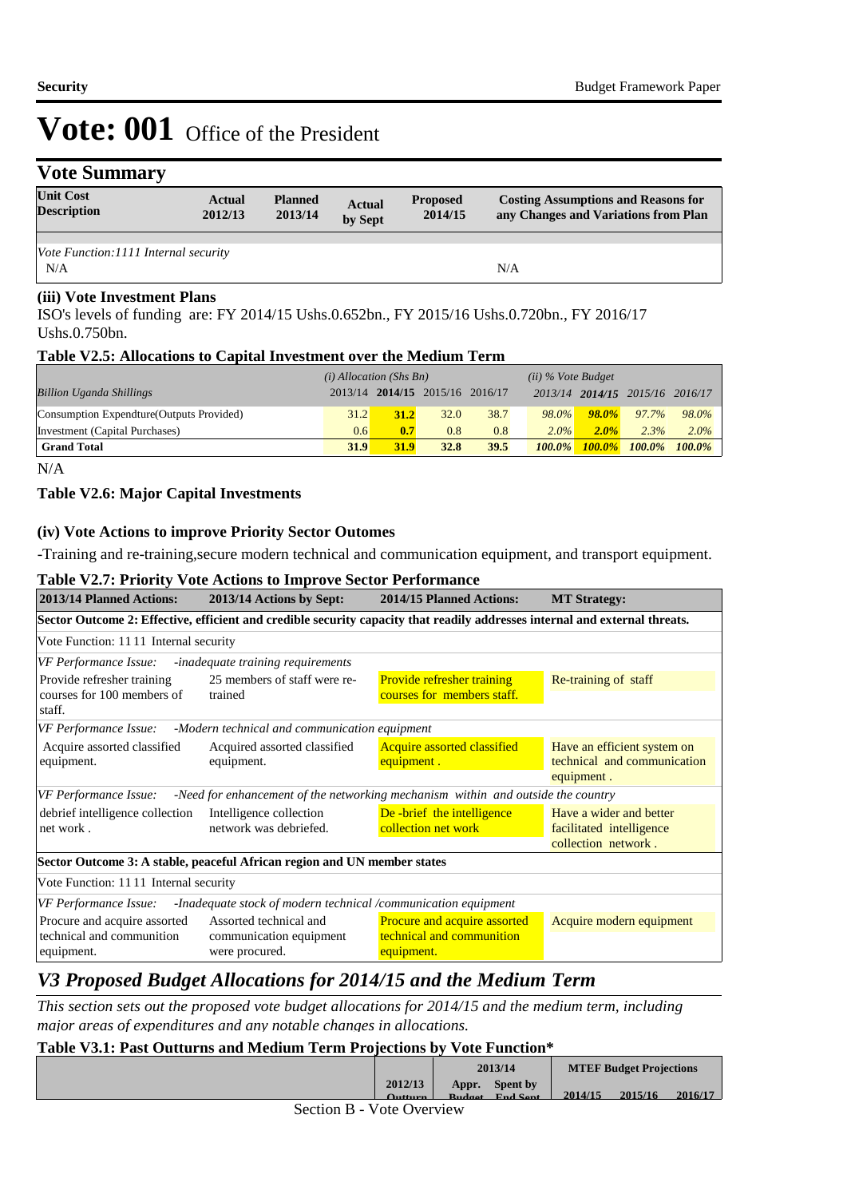# Vote: 001 Office of the President

## Vote Summary

| Unit Cost Description | Actual 2012/13 | Planned 2013/14 | Actual by Sept | Proposed 2014/15 | Costing Assumptions and Reasons for any Changes and Variations from Plan |
|---|---|---|---|---|---|
| *Vote Function:1111 Internal security* | | | | | |
| N/A | | | | | N/A |

### (iii) Vote Investment Plans

ISO's levels of funding are: FY 2014/15 Ushs.0.652bn., FY 2015/16 Ushs.0.720bn., FY 2016/17 Ushs.0.750bn.

#### Table V2.5: Allocations to Capital Investment over the Medium Term

| | *(i) Allocation (Shs Bn)* | | | | *(ii) % Vote Budget* | | | |
|---|---|---|---|---|---|---|---|---|
| *Billion Uganda Shillings* | 2013/14 | **2014/15** | 2015/16 | 2016/17 | 2013/14 | **2014/15** | 2015/16 | 2016/17 |
| Consumption Expendture(Outputs Provided) | 31.2 | **31.2** | 32.0 | 38.7 | *98.0%* | ***98.0%*** | *97.7%* | *98.0%* |
| Investment (Capital Purchases) | 0.6 | **0.7** | 0.8 | 0.8 | *2.0%* | ***2.0%*** | *2.3%* | *2.0%* |
| **Grand Total** | **31.9** | **31.9** | **32.8** | **39.5** | ***100.0%*** | ***100.0%*** | ***100.0%*** | ***100.0%*** |

N/A

#### Table V2.6: Major Capital Investments

### (iv) Vote Actions to improve Priority Sector Outomes

-Training and re-training,secure modern technical and communication equipment, and transport equipment.

#### Table V2.7: Priority Vote Actions to Improve Sector Performance

| 2013/14 Planned Actions: | 2013/14 Actions by Sept: | 2014/15 Planned Actions: | MT Strategy: |
|---|---|---|---|
| **Sector Outcome 2: Effective, efficient and credible security capacity that readily addresses internal and external threats.** | | | |
| Vote Function: 11 11 Internal security | | | |
| *VF Performance Issue:* *-inadequate training requirements* | | | |
| Provide refresher training courses for 100 members of staff. | 25 members of staff were re-trained | Provide refresher training courses for members staff. | Re-training of staff |
| *VF Performance Issue:* *-Modern technical and communication equipment* | | | |
| Acquire assorted classified equipment. | Acquired assorted classified equipment. | Acquire assorted classified equipment . | Have an efficient system on technical and communication equipment . |
| *VF Performance Issue:* *-Need for enhancement of the networking mechanism within and outside the country* | | | |
| debrief intelligence collection net work . | Intelligence collection network was debriefed. | De -brief the intelligence collection net work | Have a wider and better facilitated intelligence collection network . |
| **Sector Outcome 3: A stable, peaceful African region and UN member states** | | | |
| Vote Function: 11 11 Internal security | | | |
| *VF Performance Issue:* *-Inadequate stock of modern technical /communication equipment* | | | |
| Procure and acquire assorted technical and communition equipment. | Assorted technical and communication equipment were procured. | Procure and acquire assorted technical and communition equipment. | Acquire modern equipment |

## *V3 Proposed Budget Allocations for 2014/15 and the Medium Term*

*This section sets out the proposed vote budget allocations for 2014/15 and the medium term, including major areas of expenditures and any notable changes in allocations.*

#### Table V3.1: Past Outturns and Medium Term Projections by Vote Function*

| | | 2013/14 | | MTEF Budget Projections | | |
|---|---|---|---|---|---|---|
| | 2012/13 Outturn | Appr. Budget | Spent by End Sept | 2014/15 | 2015/16 | 2016/17 |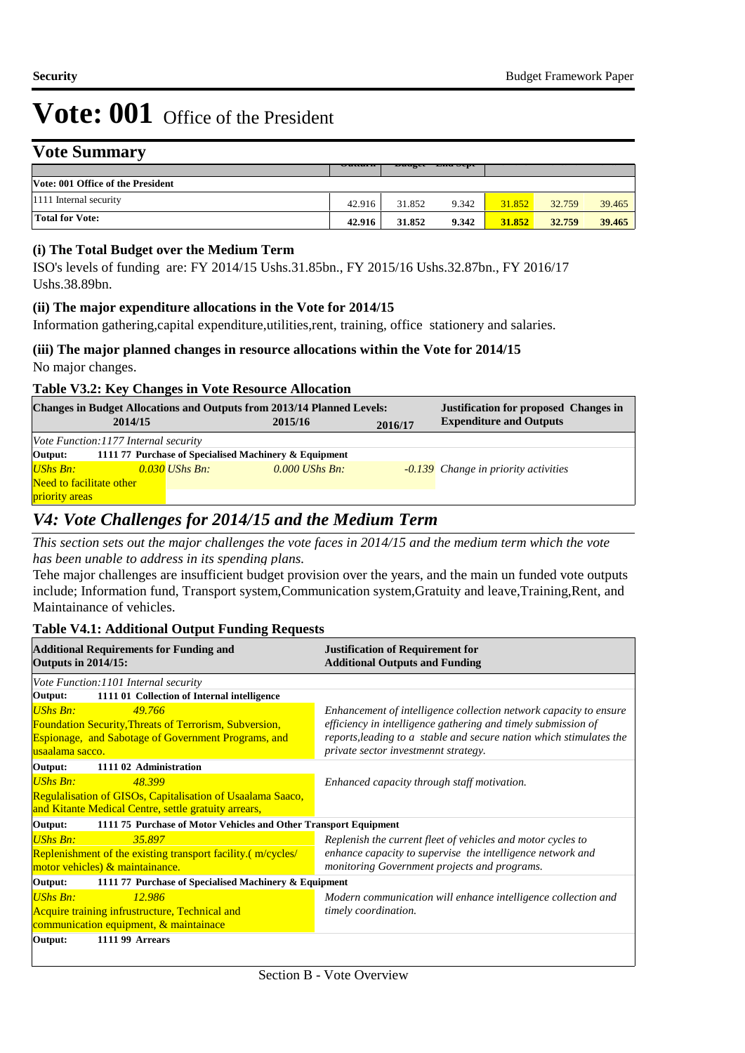# Vote: 001 Office of the President

## Vote Summary

| | | | | | | |
|---|---|---|---|---|---|---|
| **Vote: 001 Office of the President** | | | | | | |
| 1111 Internal security | 42.916 | 31.852 | 9.342 | 31.852 | 32.759 | 39.465 |
| **Total for Vote:** | **42.916** | **31.852** | **9.342** | **31.852** | **32.759** | **39.465** |

### (i) The Total Budget over the Medium Term

ISO's levels of funding are: FY 2014/15 Ushs.31.85bn., FY 2015/16 Ushs.32.87bn., FY 2016/17 Ushs.38.89bn.

### (ii) The major expenditure allocations in the Vote for 2014/15

Information gathering,capital expenditure,utilities,rent, training, office stationery and salaries.

### (iii) The major planned changes in resource allocations within the Vote for 2014/15

No major changes.

### Table V3.2: Key Changes in Vote Resource Allocation

| Changes in Budget Allocations and Outputs from 2013/14 Planned Levels: 2014/15 | 2015/16 | 2016/17 | Justification for proposed Changes in Expenditure and Outputs |
|---|---|---|---|
| *Vote Function:1177 Internal security* | | | |
| **Output: 1111 77 Purchase of Specialised Machinery & Equipment** | | | |
| *UShs Bn: 0.030* Need to facilitate other priority areas | *UShs Bn: 0.000* | *UShs Bn: -0.139* | *Change in priority activities* |

## *V4: Vote Challenges for 2014/15 and the Medium Term*

*This section sets out the major challenges the vote faces in 2014/15 and the medium term which the vote has been unable to address in its spending plans.*

Tehe major challenges are insufficient budget provision over the years, and the main un funded vote outputs include; Information fund, Transport system,Communication system,Gratuity and leave,Training,Rent, and Maintainance of vehicles.

### Table V4.1: Additional Output Funding Requests

| Additional Requirements for Funding and Outputs in 2014/15: | Justification of Requirement for Additional Outputs and Funding |
|---|---|
| *Vote Function:1101 Internal security* | |
| **Output: 1111 01 Collection of Internal intelligence** | |
| *UShs Bn: 49.766* Foundation Security,Threats of Terrorism, Subversion, Espionage, and Sabotage of Government Programs, and usaalama sacco. | *Enhancement of intelligence collection network capacity to ensure efficiency in intelligence gathering and timely submission of reports,leading to a stable and secure nation which stimulates the private sector investmennt strategy.* |
| **Output: 1111 02 Administration** | |
| *UShs Bn: 48.399* Regulalisation of GISOs, Capitalisation of Usaalama Saaco, and Kitante Medical Centre, settle gratuity arrears, | *Enhanced capacity through staff motivation.* |
| **Output: 1111 75 Purchase of Motor Vehicles and Other Transport Equipment** | |
| *UShs Bn: 35.897* Replenishment of the existing transport facility.( m/cycles/ motor vehicles) & maintainance. | *Replenish the current fleet of vehicles and motor cycles to enhance capacity to supervise the intelligence network and monitoring Government projects and programs.* |
| **Output: 1111 77 Purchase of Specialised Machinery & Equipment** | |
| *UShs Bn: 12.986* Acquire training infrustructure, Technical and communication equipment, & maintainace | *Modern communication will enhance intelligence collection and timely coordination.* |
| **Output: 1111 99 Arrears** | |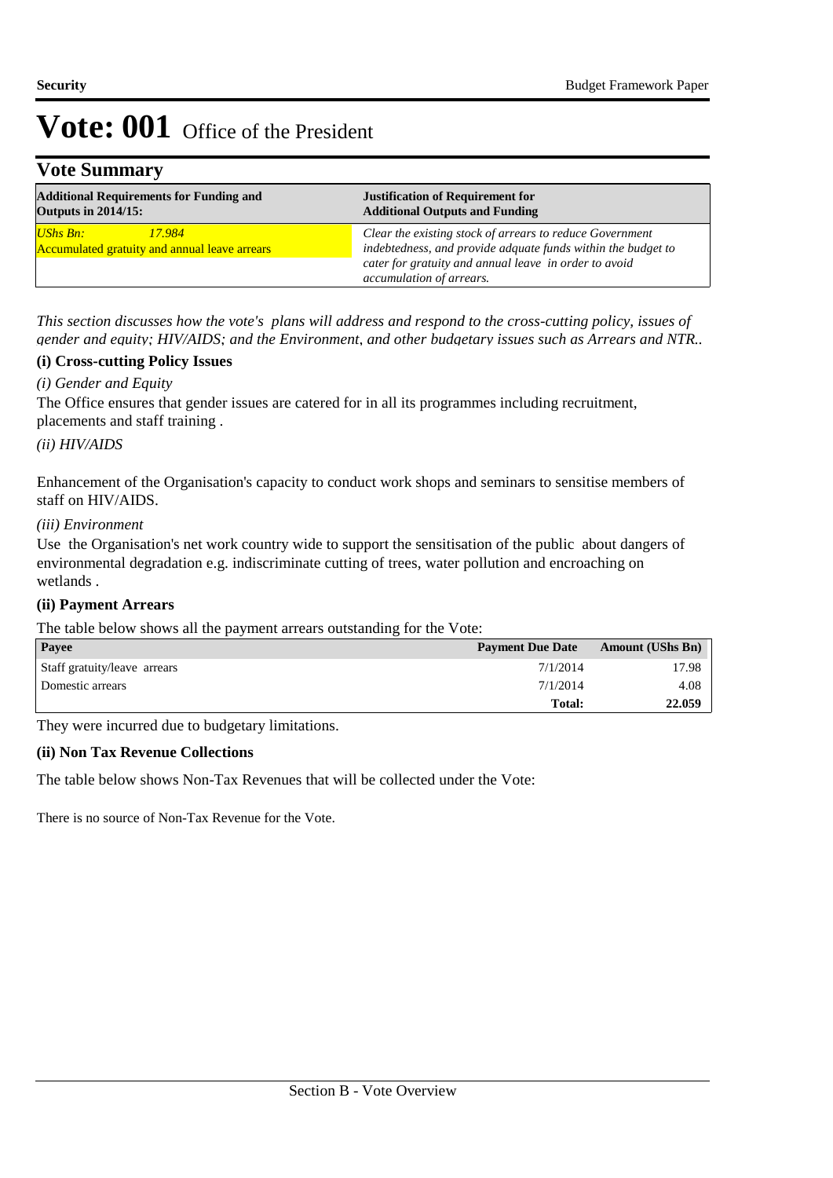# Vote: 001 Office of the President

## Vote Summary

| Additional Requirements for Funding and Outputs in 2014/15: | Justification of Requirement for Additional Outputs and Funding |
|---|---|
| *UShs Bn: 17.984*<br>Accumulated gratuity and annual leave arrears | *Clear the existing stock of arrears to reduce Government indebtedness, and provide adquate funds within the budget to cater for gratuity and annual leave in order to avoid accumulation of arrears.* |

*This section discusses how the vote's plans will address and respond to the cross-cutting policy, issues of gender and equity; HIV/AIDS; and the Environment, and other budgetary issues such as Arrears and NTR..*

### (i) Cross-cutting Policy Issues

*(i) Gender and Equity*

The Office ensures that gender issues are catered for in all its programmes including recruitment, placements and staff training .

*(ii) HIV/AIDS*

Enhancement of the Organisation's capacity to conduct work shops and seminars to sensitise members of staff on HIV/AIDS.

*(iii) Environment*

Use the Organisation's net work country wide to support the sensitisation of the public about dangers of environmental degradation e.g. indiscriminate cutting of trees, water pollution and encroaching on wetlands .

### (ii) Payment Arrears

The table below shows all the payment arrears outstanding for the Vote:

| Payee | Payment Due Date | Amount (UShs Bn) |
|---|---|---|
| Staff gratuity/leave arrears | 7/1/2014 | 17.98 |
| Domestic arrears | 7/1/2014 | 4.08 |
| | **Total:** | **22.059** |

They were incurred due to budgetary limitations.

### (ii) Non Tax Revenue Collections

The table below shows Non-Tax Revenues that will be collected under the Vote:

There is no source of Non-Tax Revenue for the Vote.